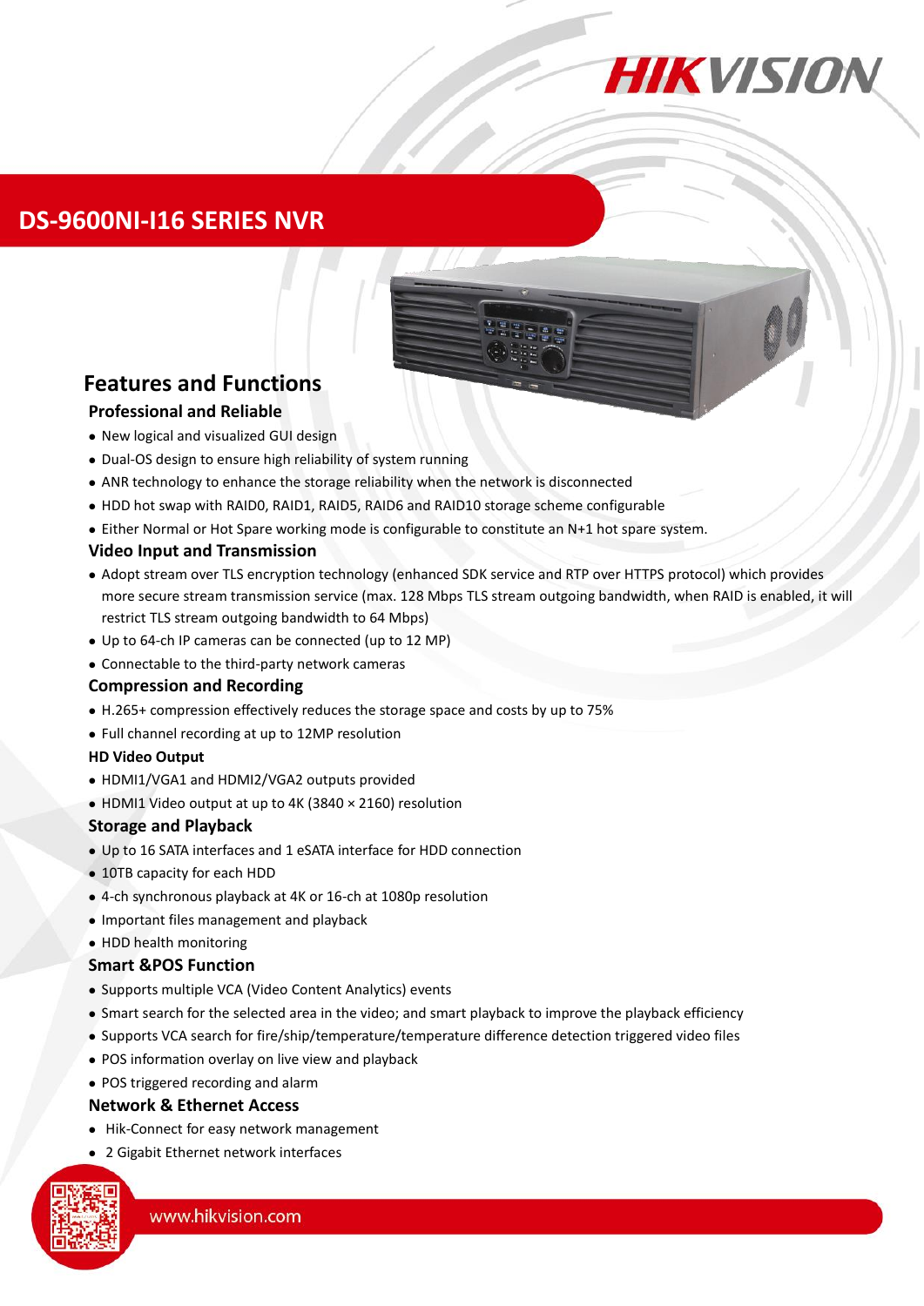# DS-9600NI-I16 SERIES NVR

## Features and Functions

### Professional and Reliable

- New logical and visualized GUI design
- Dual-OS design to ensure high reliability of system running
- ANR technology to enhance the storage reliability when the network is disconnected
- HDD hot swap with RAID0, RAID1, RAID5, RAID6 and RAID10 storage scheme configurable
- Either Normal or Hot Spare working mode is configurable to constitute an N+1 hot spare system.

### Video Input and Transmission

- Adopt stream over TLS encryption technology (enhanced SDK service and RTP over HTTPS protocol) which provides more secure stream transmission service (max. 128 Mbps TLS stream outgoing bandwidth, when RAID is enabled, it will restrict TLS stream outgoing bandwidth to 64 Mbps)
- Up to 64-ch IP cameras can be connected (up to 12 MP)
- Connectable to the third-party network cameras

### Compression and Recording

- H.265+ compression effectively reduces the storage space and costs by up to 75%
- Full channel recording at up to 12MP resolution

### HD Video Output

- HDMI1/VGA1 and HDMI2/VGA2 outputs provided
- HDMI1 Video output at up to 4K (3840 × 2160) resolution

### Storage and Playback

- Up to 16 SATA interfaces and 1 eSATA interface for HDD connection
- 10TB capacity for each HDD
- 4-ch synchronous playback at 4K or 16-ch at 1080p resolution
- Important files management and playback
- HDD health monitoring

### Smart &POS Function

- Supports multiple VCA (Video Content Analytics) events
- Smart search for the selected area in the video; and smart playback to improve the playback efficiency
- Supports VCA search for fire/ship/temperature/temperature difference detection triggered video files
- POS information overlay on live view and playback
- POS triggered recording and alarm

### Network & Ethernet Access

- Hik-Connect for easy network management
- 2 Gigabit Ethernet network interfaces

www.hikvision.com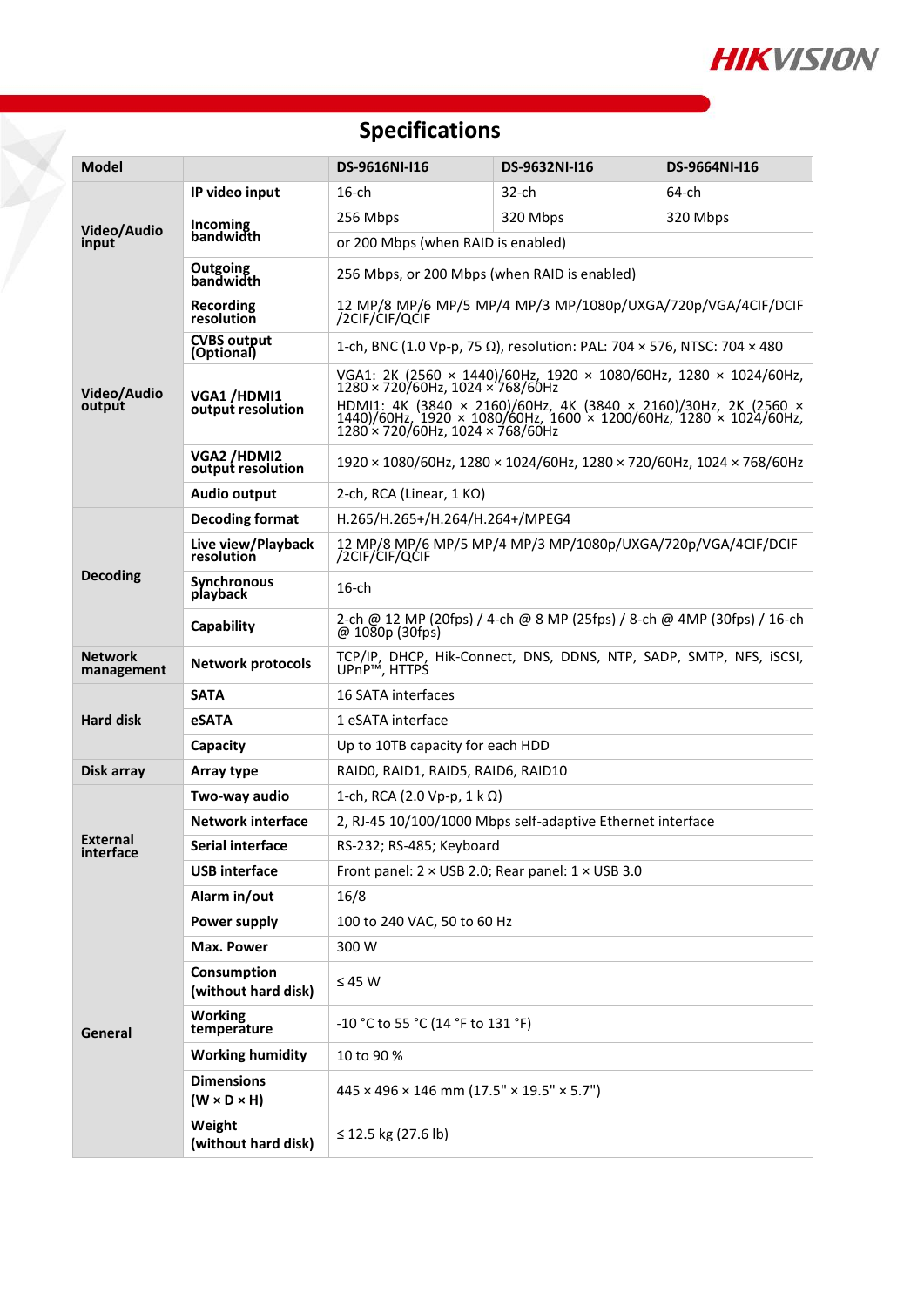# Specifications

| Model | | DS-9616NI-I16 | DS-9632NI-I16 | DS-9664NI-I16 |
|---|---|---|---|---|
| Video/Audio input | IP video input | 16-ch | 32-ch | 64-ch |
| | Incoming bandwidth | 256 Mbps | 320 Mbps | 320 Mbps |
| | | or 200 Mbps (when RAID is enabled) | | |
| | Outgoing bandwidth | 256 Mbps, or 200 Mbps (when RAID is enabled) | | |
| Video/Audio output | Recording resolution | 12 MP/8 MP/6 MP/5 MP/4 MP/3 MP/1080p/UXGA/720p/VGA/4CIF/DCIF/2CIF/CIF/QCIF | | |
| | CVBS output (Optional) | 1-ch, BNC (1.0 Vp-p, 75 Ω), resolution: PAL: 704 × 576, NTSC: 704 × 480 | | |
| | VGA1 /HDMI1 output resolution | VGA1: 2K (2560 × 1440)/60Hz, 1920 × 1080/60Hz, 1280 × 1024/60Hz, 1280 × 720/60Hz, 1024 × 768/60Hz<br>HDMI1: 4K (3840 × 2160)/60Hz, 4K (3840 × 2160)/30Hz, 2K (2560 × 1440)/60Hz, 1920 × 1080/60Hz, 1600 × 1200/60Hz, 1280 × 1024/60Hz, 1280 × 720/60Hz, 1024 × 768/60Hz | | |
| | VGA2 /HDMI2 output resolution | 1920 × 1080/60Hz, 1280 × 1024/60Hz, 1280 × 720/60Hz, 1024 × 768/60Hz | | |
| | Audio output | 2-ch, RCA (Linear, 1 KΩ) | | |
| Decoding | Decoding format | H.265/H.265+/H.264/H.264+/MPEG4 | | |
| | Live view/Playback resolution | 12 MP/8 MP/6 MP/5 MP/4 MP/3 MP/1080p/UXGA/720p/VGA/4CIF/DCIF/2CIF/CIF/QCIF | | |
| | Synchronous playback | 16-ch | | |
| | Capability | 2-ch @ 12 MP (20fps) / 4-ch @ 8 MP (25fps) / 8-ch @ 4MP (30fps) / 16-ch @ 1080p (30fps) | | |
| Network management | Network protocols | TCP/IP, DHCP, Hik-Connect, DNS, DDNS, NTP, SADP, SMTP, NFS, iSCSI, UPnP™, HTTPS | | |
| Hard disk | SATA | 16 SATA interfaces | | |
| | eSATA | 1 eSATA interface | | |
| | Capacity | Up to 10TB capacity for each HDD | | |
| Disk array | Array type | RAID0, RAID1, RAID5, RAID6, RAID10 | | |
| External interface | Two-way audio | 1-ch, RCA (2.0 Vp-p, 1 k Ω) | | |
| | Network interface | 2, RJ-45 10/100/1000 Mbps self-adaptive Ethernet interface | | |
| | Serial interface | RS-232; RS-485; Keyboard | | |
| | USB interface | Front panel: 2 × USB 2.0; Rear panel: 1 × USB 3.0 | | |
| | Alarm in/out | 16/8 | | |
| General | Power supply | 100 to 240 VAC, 50 to 60 Hz | | |
| | Max. Power | 300 W | | |
| | Consumption (without hard disk) | ≤ 45 W | | |
| | Working temperature | -10 °C to 55 °C (14 °F to 131 °F) | | |
| | Working humidity | 10 to 90 % | | |
| | Dimensions (W × D × H) | 445 × 496 × 146 mm (17.5" × 19.5" × 5.7") | | |
| | Weight (without hard disk) | ≤ 12.5 kg (27.6 lb) | | |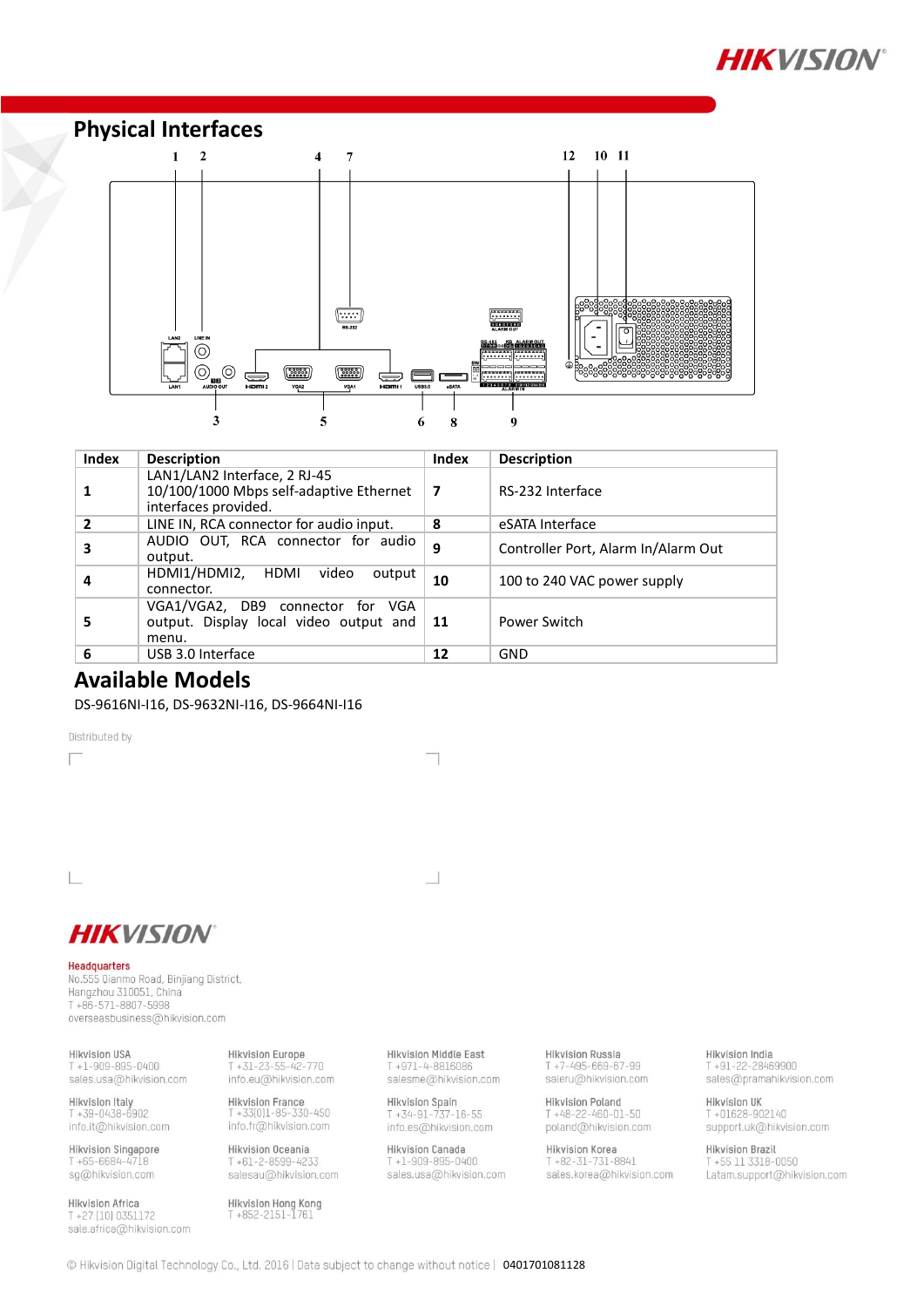## Physical Interfaces

| Index | Description | Index | Description |
|---|---|---|---|
| 1 | LAN1/LAN2 Interface, 2 RJ-45 10/100/1000 Mbps self-adaptive Ethernet interfaces provided. | 7 | RS-232 Interface |
| 2 | LINE IN, RCA connector for audio input. | 8 | eSATA Interface |
| 3 | AUDIO OUT, RCA connector for audio output. | 9 | Controller Port, Alarm In/Alarm Out |
| 4 | HDMI1/HDMI2, HDMI video output connector. | 10 | 100 to 240 VAC power supply |
| 5 | VGA1/VGA2, DB9 connector for VGA output. Display local video output and menu. | 11 | Power Switch |
| 6 | USB 3.0 Interface | 12 | GND |

## Available Models

DS-9616NI-I16, DS-9632NI-I16, DS-9664NI-I16

Distributed by

**HIKVISION**

**Headquarters**
No.555 Qianmo Road, Binjiang District, Hangzhou 310051, China
T +86-571-8807-5998
overseasbusiness@hikvision.com

Hikvision USA
T +1-909-895-0400
sales.usa@hikvision.com

Hikvision Europe
T +31-23-55-42-770
info.eu@hikvision.com

Hikvision Middle East
T +971-4-8816086
salesme@hikvision.com

Hikvision Russia
T +7-495-669-67-99
saleru@hikvision.com

Hikvision India
T +91-22-28469900
sales@pramahikvision.com

Hikvision Italy
T +39-0438-6902
info.it@hikvision.com

Hikvision France
T +33(0)1-85-330-450
info.fr@hikvision.com

Hikvision Spain
T +34-91-737-16-55
info.es@hikvision.com

Hikvision Poland
T +48-22-460-01-50
poland@hikvision.com

Hikvision UK
T +01628-902140
support.uk@hikvision.com

Hikvision Singapore
T +65-6684-4718
sg@hikvision.com

Hikvision Oceania
T +61-2-8599-4233
salesau@hikvision.com

Hikvision Canada
T +1-909-895-0400
sales.usa@hikvision.com

Hikvision Korea
T +82-31-731-8841
sales.korea@hikvision.com

Hikvision Brazil
T +55 11 3318-0050
Latam.support@hikvision.com

Hikvision Africa
T +27 (10) 0351172
sale.africa@hikvision.com

Hikvision Hong Kong
T +852-2151-1761

© Hikvision Digital Technology Co., Ltd. 2016 | Data subject to change without notice | 0401701081128